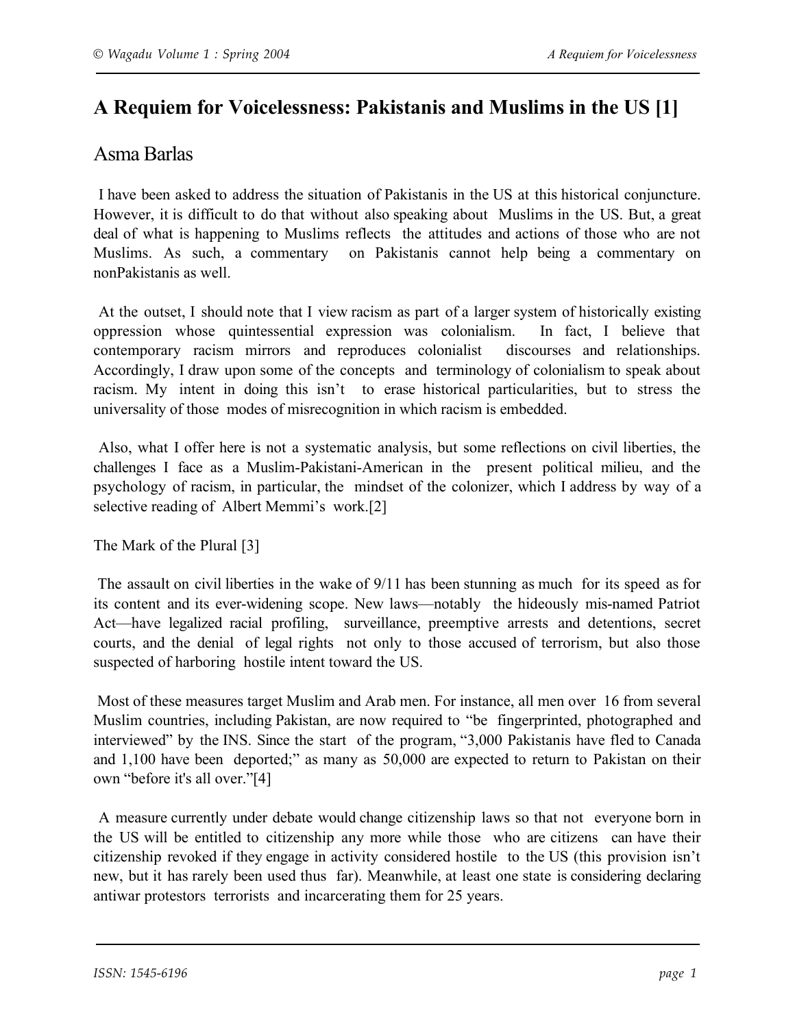# A Requiem for Voicelessness: Pakistanis and Muslims in the US [1]

## Asma Barlas

I have been asked to address the situation of Pakistanis in the US at this historical conjuncture. However, it is difficult to do that without also speaking about Muslims in the US. But, a great deal of what is happening to Muslims reflects the attitudes and actions of those who are not Muslims. As such, a commentary on Pakistanis cannot help being a commentary on nonPakistanis as well.

At the outset, I should note that I view racism as part of a larger system of historically existing oppression whose quintessential expression was colonialism. In fact, I believe that contemporary racism mirrors and reproduces colonialist discourses and relationships. Accordingly, I draw upon some of the concepts and terminology of colonialism to speak about racism. My intent in doing this isn't to erase historical particularities, but to stress the universality of those modes of misrecognition in which racism is embedded.

Also, what I offer here is not a systematic analysis, but some reflections on civil liberties, the challenges I face as a Muslim-Pakistani-American in the present political milieu, and the psychology of racism, in particular, the mindset of the colonizer, which I address by way of a selective reading of Albert Memmi's work.[2]

### The Mark of the Plural [3]

The assault on civil liberties in the wake of 9/11 has been stunning as much for its speed as for its content and its ever-widening scope. New laws—notably the hideously mis-named Patriot Act—have legalized racial profiling, surveillance, preemptive arrests and detentions, secret courts, and the denial of legal rights not only to those accused of terrorism, but also those suspected of harboring hostile intent toward the US.

Most of these measures target Muslim and Arab men. For instance, all men over 16 from several Muslim countries, including Pakistan, are now required to "be fingerprinted, photographed and interviewed" by the INS. Since the start of the program, "3,000 Pakistanis have fled to Canada and 1,100 have been deported;" as many as 50,000 are expected to return to Pakistan on their own "before it's all over."[4]

A measure currently under debate would change citizenship laws so that not everyone born in the US will be entitled to citizenship any more while those who are citizens can have their citizenship revoked if they engage in activity considered hostile to the US (this provision isn't new, but it has rarely been used thus far). Meanwhile, at least one state is considering declaring antiwar protestors terrorists and incarcerating them for 25 years.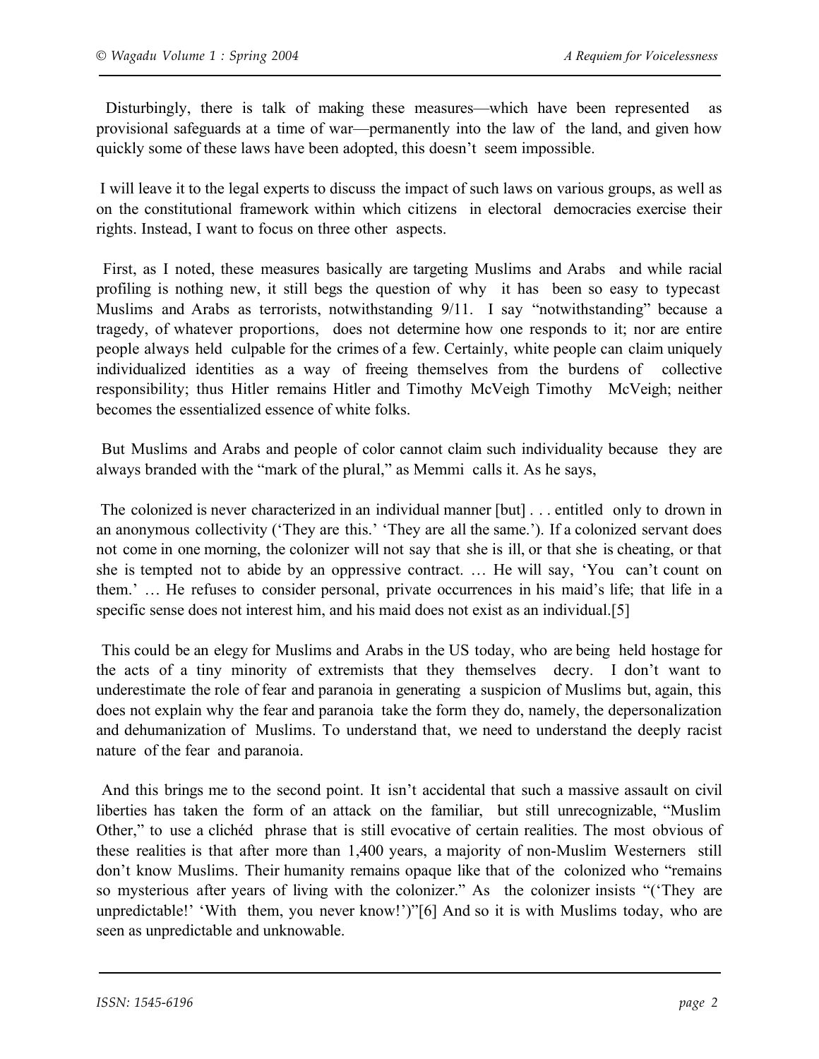Disturbingly, there is talk of making these measures—which have been represented as provisional safeguards at a time of war—permanently into the law of the land, and given how quickly some of these laws have been adopted, this doesn't seem impossible.

I will leave it to the legal experts to discuss the impact of such laws on various groups, as well as on the constitutional framework within which citizens in electoral democracies exercise their rights. Instead, I want to focus on three other aspects.

First, as I noted, these measures basically are targeting Muslims and Arabs and while racial profiling is nothing new, it still begs the question of why it has been so easy to typecast Muslims and Arabs as terrorists, notwithstanding 9/11. I say "notwithstanding" because a tragedy, of whatever proportions, does not determine how one responds to it; nor are entire people always held culpable for the crimes of a few. Certainly, white people can claim uniquely individualized identities as a way of freeing themselves from the burdens of collective responsibility; thus Hitler remains Hitler and Timothy McVeigh Timothy McVeigh; neither becomes the essentialized essence of white folks.

But Muslims and Arabs and people of color cannot claim such individuality because they are always branded with the "mark of the plural," as Memmi calls it. As he says,

> The colonized is never characterized in an individual manner [but] . . . entitled only to drown in an anonymous collectivity ('They are this.' 'They are all the same.'). If a colonized servant does not come in one morning, the colonizer will not say that she is ill, or that she is cheating, or that she is tempted not to abide by an oppressive contract. … He will say, 'You can't count on them.' … He refuses to consider personal, private occurrences in his maid's life; that life in a specific sense does not interest him, and his maid does not exist as an individual.[5]

This could be an elegy for Muslims and Arabs in the US today, who are being held hostage for the acts of a tiny minority of extremists that they themselves decry. I don't want to underestimate the role of fear and paranoia in generating a suspicion of Muslims but, again, this does not explain why the fear and paranoia take the form they do, namely, the depersonalization and dehumanization of Muslims. To understand that, we need to understand the deeply racist nature of the fear and paranoia.

And this brings me to the second point. It isn't accidental that such a massive assault on civil liberties has taken the form of an attack on the familiar, but still unrecognizable, "Muslim Other," to use a clichéd phrase that is still evocative of certain realities. The most obvious of these realities is that after more than 1,400 years, a majority of non-Muslim Westerners still don't know Muslims. Their humanity remains opaque like that of the colonized who "remains so mysterious after years of living with the colonizer." As the colonizer insists "('They are unpredictable!' 'With them, you never know!')"[6] And so it is with Muslims today, who are seen as unpredictable and unknowable.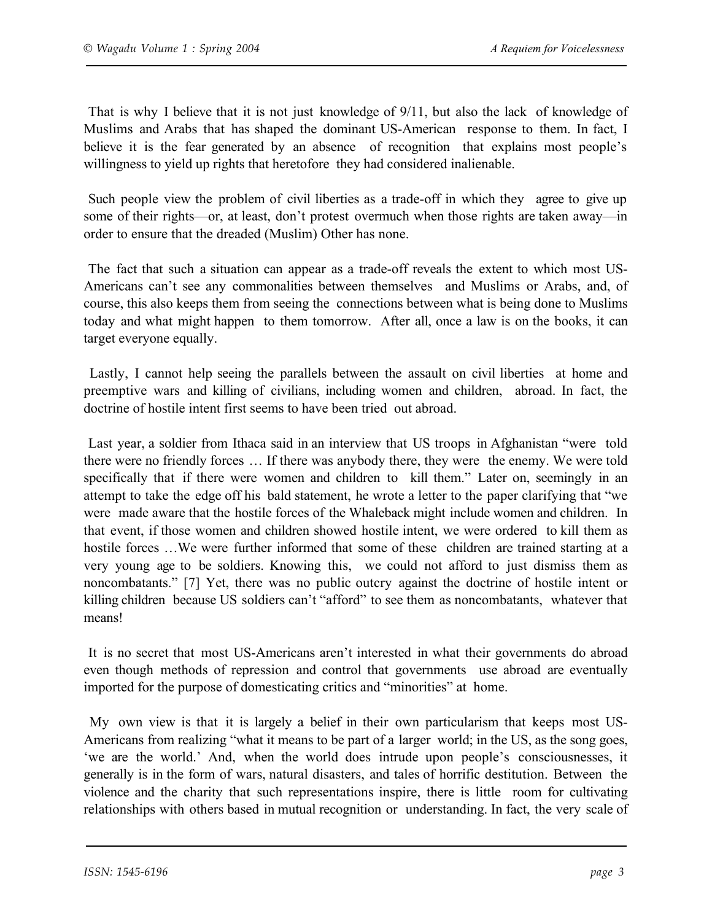That is why I believe that it is not just knowledge of 9/11, but also the lack of knowledge of Muslims and Arabs that has shaped the dominant US-American response to them. In fact, I believe it is the fear generated by an absence of recognition that explains most people's willingness to yield up rights that heretofore they had considered inalienable.

Such people view the problem of civil liberties as a trade-off in which they agree to give up some of their rights—or, at least, don't protest overmuch when those rights are taken away—in order to ensure that the dreaded (Muslim) Other has none.

The fact that such a situation can appear as a trade-off reveals the extent to which most US-Americans can't see any commonalities between themselves and Muslims or Arabs, and, of course, this also keeps them from seeing the connections between what is being done to Muslims today and what might happen to them tomorrow. After all, once a law is on the books, it can target everyone equally.

Lastly, I cannot help seeing the parallels between the assault on civil liberties at home and preemptive wars and killing of civilians, including women and children, abroad. In fact, the doctrine of hostile intent first seems to have been tried out abroad.

Last year, a soldier from Ithaca said in an interview that US troops in Afghanistan "were told there were no friendly forces … If there was anybody there, they were the enemy. We were told specifically that if there were women and children to kill them." Later on, seemingly in an attempt to take the edge off his bald statement, he wrote a letter to the paper clarifying that "we were made aware that the hostile forces of the Whaleback might include women and children. In that event, if those women and children showed hostile intent, we were ordered to kill them as hostile forces …We were further informed that some of these children are trained starting at a very young age to be soldiers. Knowing this, we could not afford to just dismiss them as noncombatants." [7] Yet, there was no public outcry against the doctrine of hostile intent or killing children because US soldiers can't "afford" to see them as noncombatants, whatever that means!

It is no secret that most US-Americans aren't interested in what their governments do abroad even though methods of repression and control that governments use abroad are eventually imported for the purpose of domesticating critics and "minorities" at home.

My own view is that it is largely a belief in their own particularism that keeps most US-Americans from realizing "what it means to be part of a larger world; in the US, as the song goes, 'we are the world.' And, when the world does intrude upon people's consciousnesses, it generally is in the form of wars, natural disasters, and tales of horrific destitution. Between the violence and the charity that such representations inspire, there is little room for cultivating relationships with others based in mutual recognition or understanding. In fact, the very scale of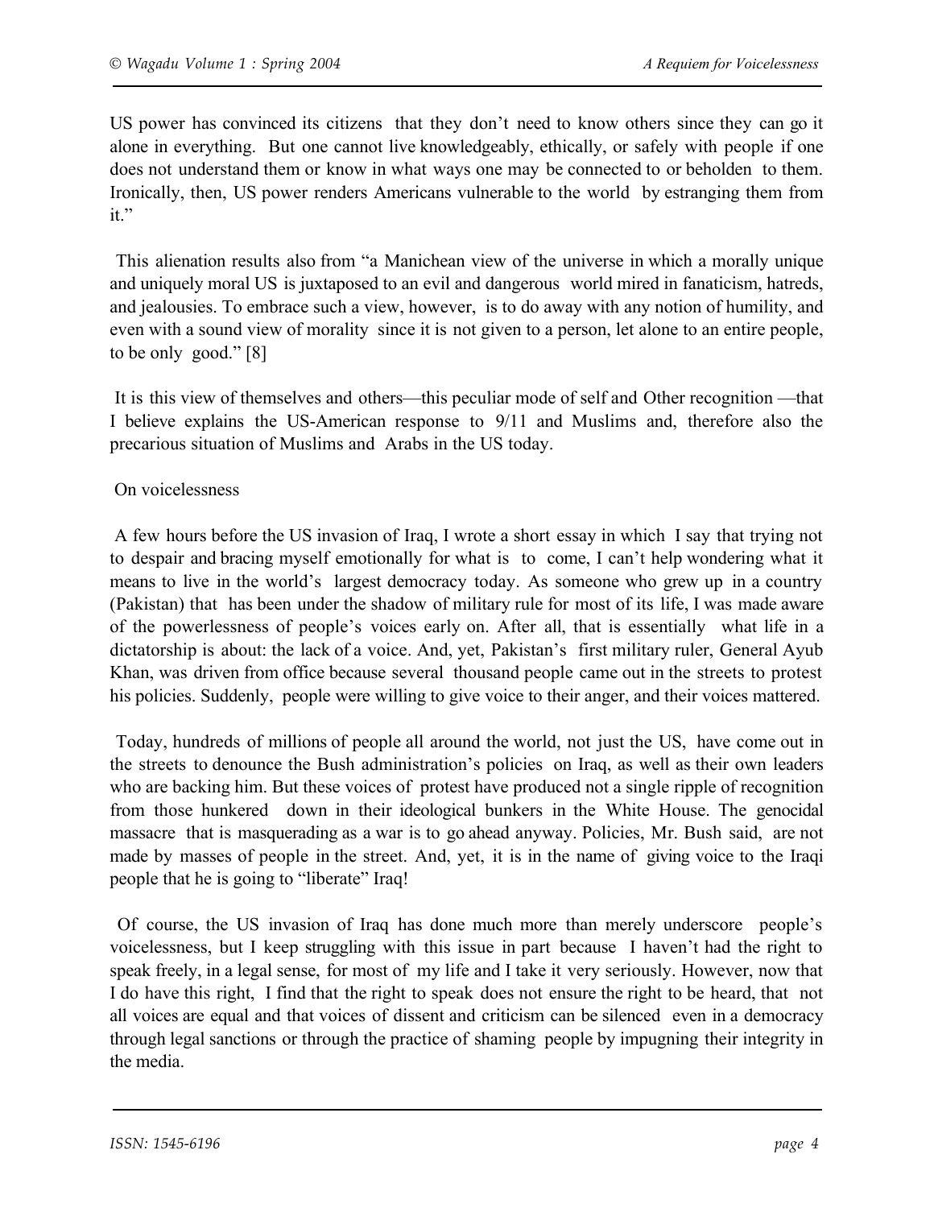US power has convinced its citizens that they don't need to know others since they can go it alone in everything. But one cannot live knowledgeably, ethically, or safely with people if one does not understand them or know in what ways one may be connected to or beholden to them. Ironically, then, US power renders Americans vulnerable to the world by estranging them from it."

This alienation results also from "a Manichean view of the universe in which a morally unique and uniquely moral US is juxtaposed to an evil and dangerous world mired in fanaticism, hatreds, and jealousies. To embrace such a view, however, is to do away with any notion of humility, and even with a sound view of morality since it is not given to a person, let alone to an entire people, to be only good." [8]

It is this view of themselves and others—this peculiar mode of self and Other recognition —that I believe explains the US-American response to 9/11 and Muslims and, therefore also the precarious situation of Muslims and Arabs in the US today.

## On voicelessness

A few hours before the US invasion of Iraq, I wrote a short essay in which I say that trying not to despair and bracing myself emotionally for what is to come, I can't help wondering what it means to live in the world's largest democracy today. As someone who grew up in a country (Pakistan) that has been under the shadow of military rule for most of its life, I was made aware of the powerlessness of people's voices early on. After all, that is essentially what life in a dictatorship is about: the lack of a voice. And, yet, Pakistan's first military ruler, General Ayub Khan, was driven from office because several thousand people came out in the streets to protest his policies. Suddenly, people were willing to give voice to their anger, and their voices mattered.

Today, hundreds of millions of people all around the world, not just the US, have come out in the streets to denounce the Bush administration's policies on Iraq, as well as their own leaders who are backing him. But these voices of protest have produced not a single ripple of recognition from those hunkered down in their ideological bunkers in the White House. The genocidal massacre that is masquerading as a war is to go ahead anyway. Policies, Mr. Bush said, are not made by masses of people in the street. And, yet, it is in the name of giving voice to the Iraqi people that he is going to "liberate" Iraq!

Of course, the US invasion of Iraq has done much more than merely underscore people's voicelessness, but I keep struggling with this issue in part because I haven't had the right to speak freely, in a legal sense, for most of my life and I take it very seriously. However, now that I do have this right, I find that the right to speak does not ensure the right to be heard, that not all voices are equal and that voices of dissent and criticism can be silenced even in a democracy through legal sanctions or through the practice of shaming people by impugning their integrity in the media.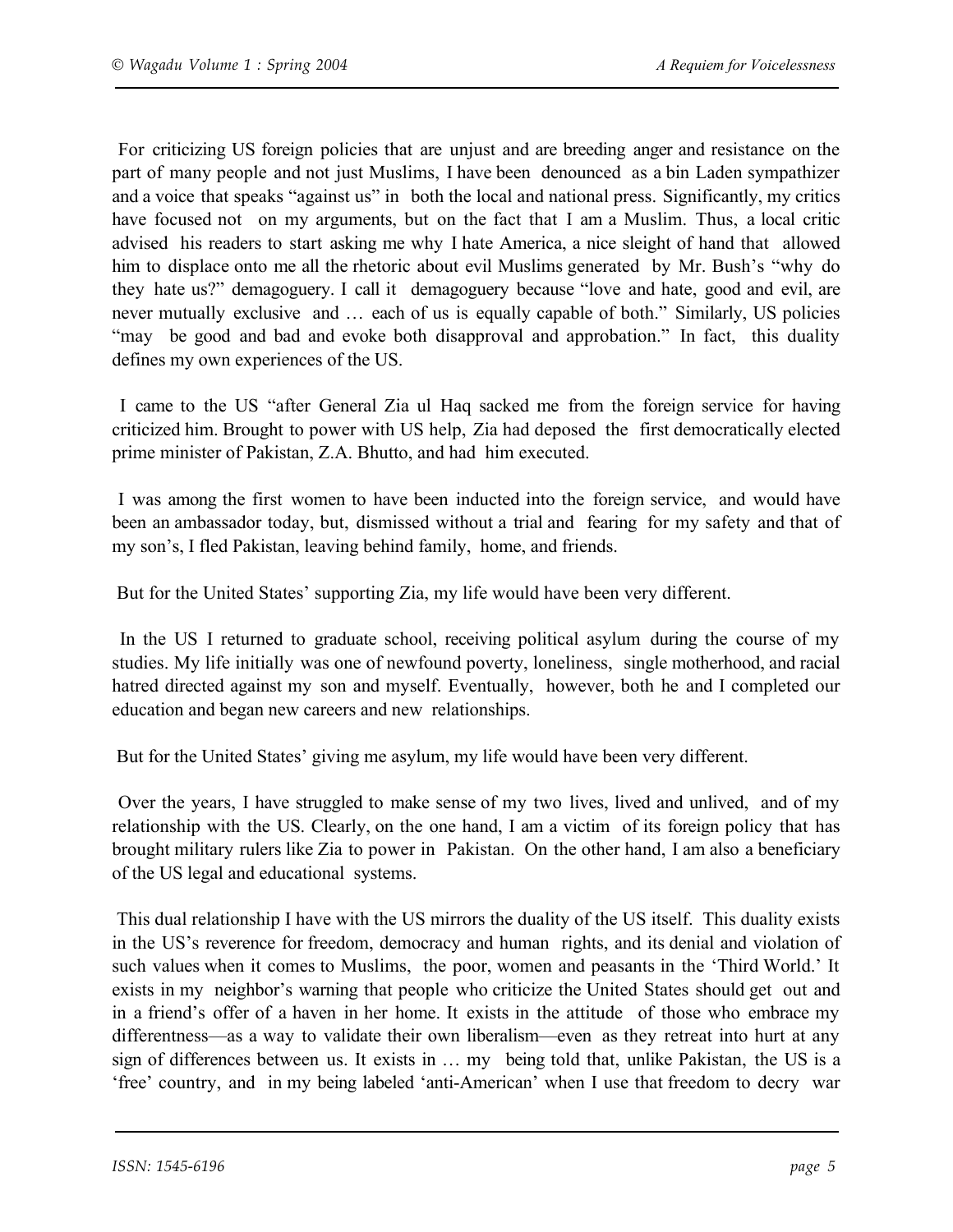For criticizing US foreign policies that are unjust and are breeding anger and resistance on the part of many people and not just Muslims, I have been denounced as a bin Laden sympathizer and a voice that speaks "against us" in both the local and national press. Significantly, my critics have focused not on my arguments, but on the fact that I am a Muslim. Thus, a local critic advised his readers to start asking me why I hate America, a nice sleight of hand that allowed him to displace onto me all the rhetoric about evil Muslims generated by Mr. Bush's "why do they hate us?" demagoguery. I call it demagoguery because "love and hate, good and evil, are never mutually exclusive and … each of us is equally capable of both." Similarly, US policies "may be good and bad and evoke both disapproval and approbation." In fact, this duality defines my own experiences of the US.

I came to the US "after General Zia ul Haq sacked me from the foreign service for having criticized him. Brought to power with US help, Zia had deposed the first democratically elected prime minister of Pakistan, Z.A. Bhutto, and had him executed.

I was among the first women to have been inducted into the foreign service, and would have been an ambassador today, but, dismissed without a trial and fearing for my safety and that of my son's, I fled Pakistan, leaving behind family, home, and friends.

But for the United States' supporting Zia, my life would have been very different.

In the US I returned to graduate school, receiving political asylum during the course of my studies. My life initially was one of newfound poverty, loneliness, single motherhood, and racial hatred directed against my son and myself. Eventually, however, both he and I completed our education and began new careers and new relationships.

But for the United States' giving me asylum, my life would have been very different.

Over the years, I have struggled to make sense of my two lives, lived and unlived, and of my relationship with the US. Clearly, on the one hand, I am a victim of its foreign policy that has brought military rulers like Zia to power in Pakistan. On the other hand, I am also a beneficiary of the US legal and educational systems.

This dual relationship I have with the US mirrors the duality of the US itself. This duality exists in the US's reverence for freedom, democracy and human rights, and its denial and violation of such values when it comes to Muslims, the poor, women and peasants in the 'Third World.' It exists in my neighbor's warning that people who criticize the United States should get out and in a friend's offer of a haven in her home. It exists in the attitude of those who embrace my differentness—as a way to validate their own liberalism—even as they retreat into hurt at any sign of differences between us. It exists in … my being told that, unlike Pakistan, the US is a 'free' country, and in my being labeled 'anti-American' when I use that freedom to decry war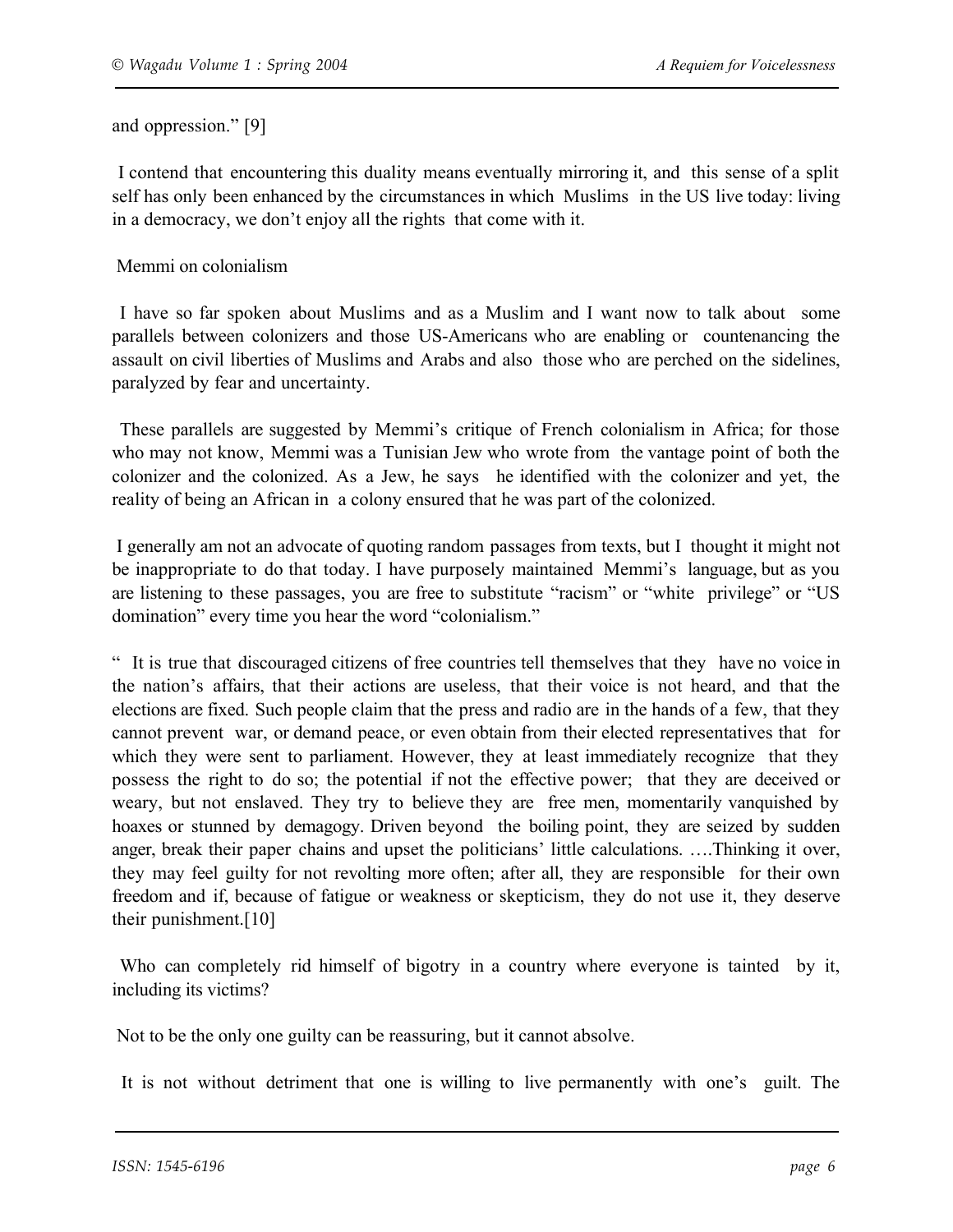and oppression." [9]

I contend that encountering this duality means eventually mirroring it, and this sense of a split self has only been enhanced by the circumstances in which Muslims in the US live today: living in a democracy, we don't enjoy all the rights that come with it.

Memmi on colonialism

I have so far spoken about Muslims and as a Muslim and I want now to talk about some parallels between colonizers and those US-Americans who are enabling or countenancing the assault on civil liberties of Muslims and Arabs and also those who are perched on the sidelines, paralyzed by fear and uncertainty.

These parallels are suggested by Memmi's critique of French colonialism in Africa; for those who may not know, Memmi was a Tunisian Jew who wrote from the vantage point of both the colonizer and the colonized. As a Jew, he says he identified with the colonizer and yet, the reality of being an African in a colony ensured that he was part of the colonized.

I generally am not an advocate of quoting random passages from texts, but I thought it might not be inappropriate to do that today. I have purposely maintained Memmi's language, but as you are listening to these passages, you are free to substitute "racism" or "white privilege" or "US domination" every time you hear the word "colonialism."

" It is true that discouraged citizens of free countries tell themselves that they have no voice in the nation's affairs, that their actions are useless, that their voice is not heard, and that the elections are fixed. Such people claim that the press and radio are in the hands of a few, that they cannot prevent war, or demand peace, or even obtain from their elected representatives that for which they were sent to parliament. However, they at least immediately recognize that they possess the right to do so; the potential if not the effective power; that they are deceived or weary, but not enslaved. They try to believe they are free men, momentarily vanquished by hoaxes or stunned by demagogy. Driven beyond the boiling point, they are seized by sudden anger, break their paper chains and upset the politicians' little calculations. ….Thinking it over, they may feel guilty for not revolting more often; after all, they are responsible for their own freedom and if, because of fatigue or weakness or skepticism, they do not use it, they deserve their punishment.[10]

Who can completely rid himself of bigotry in a country where everyone is tainted by it, including its victims?

Not to be the only one guilty can be reassuring, but it cannot absolve.

It is not without detriment that one is willing to live permanently with one's guilt. The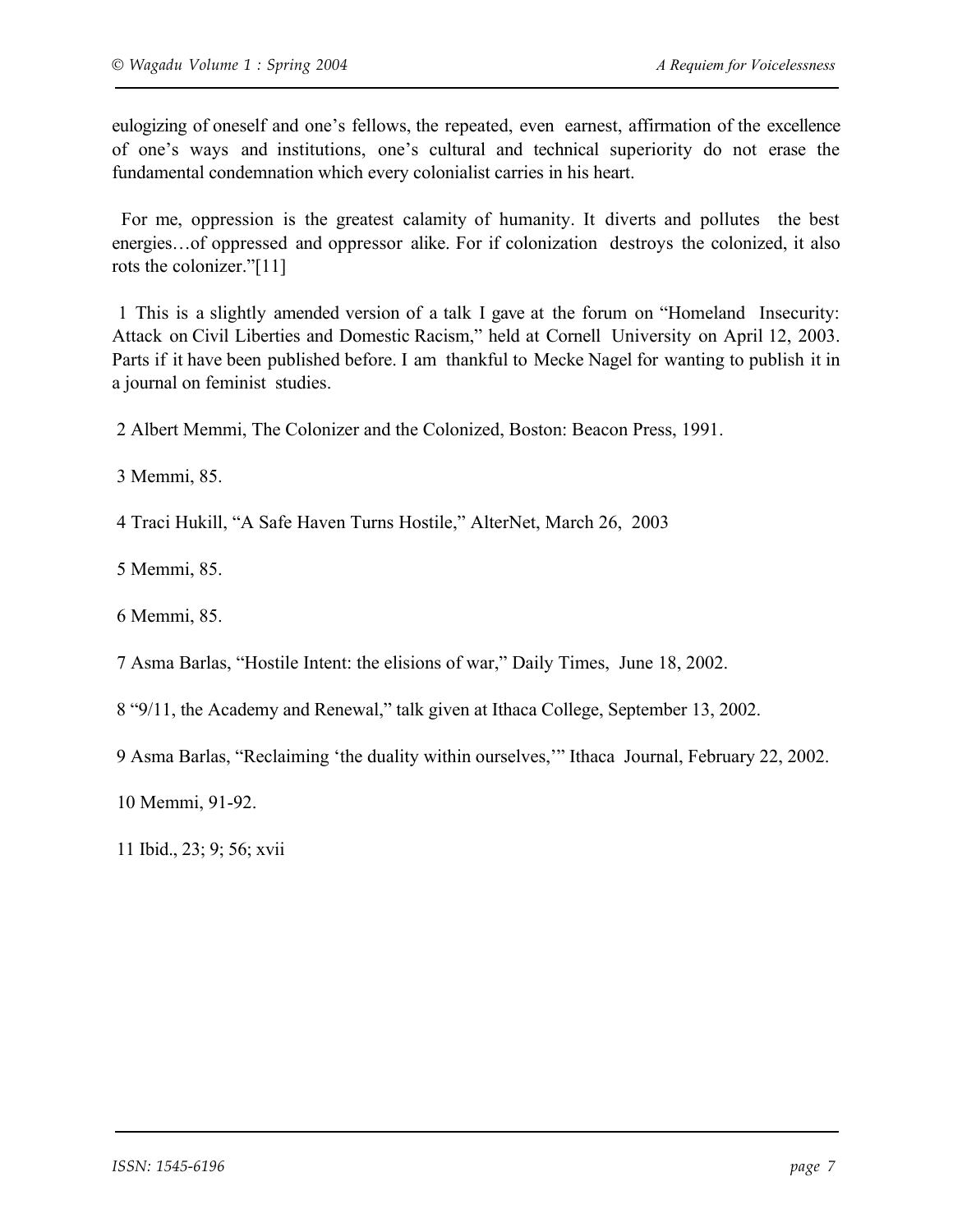eulogizing of oneself and one's fellows, the repeated, even earnest, affirmation of the excellence of one's ways and institutions, one's cultural and technical superiority do not erase the fundamental condemnation which every colonialist carries in his heart.

For me, oppression is the greatest calamity of humanity. It diverts and pollutes the best energies…of oppressed and oppressor alike. For if colonization destroys the colonized, it also rots the colonizer."[11]

1 This is a slightly amended version of a talk I gave at the forum on "Homeland Insecurity: Attack on Civil Liberties and Domestic Racism," held at Cornell University on April 12, 2003. Parts if it have been published before. I am thankful to Mecke Nagel for wanting to publish it in a journal on feminist studies.

2 Albert Memmi, The Colonizer and the Colonized, Boston: Beacon Press, 1991.

3 Memmi, 85.

4 Traci Hukill, "A Safe Haven Turns Hostile," AlterNet, March 26, 2003

5 Memmi, 85.

6 Memmi, 85.

7 Asma Barlas, "Hostile Intent: the elisions of war," Daily Times, June 18, 2002.

8 "9/11, the Academy and Renewal," talk given at Ithaca College, September 13, 2002.

9 Asma Barlas, "Reclaiming 'the duality within ourselves,'" Ithaca Journal, February 22, 2002.

10 Memmi, 91-92.

11 Ibid., 23; 9; 56; xvii